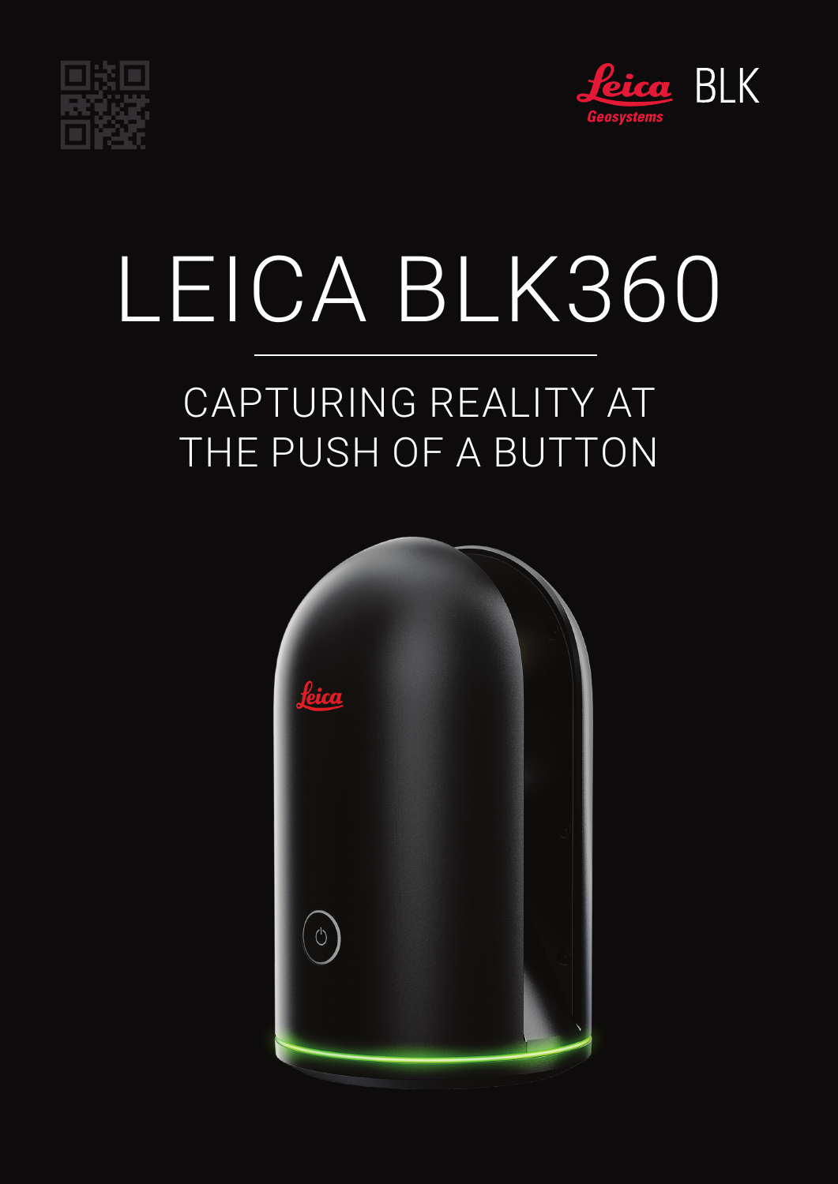Leica Geosystems BLK

# LEICA BLK360

## CAPTURING REALITY AT THE PUSH OF A BUTTON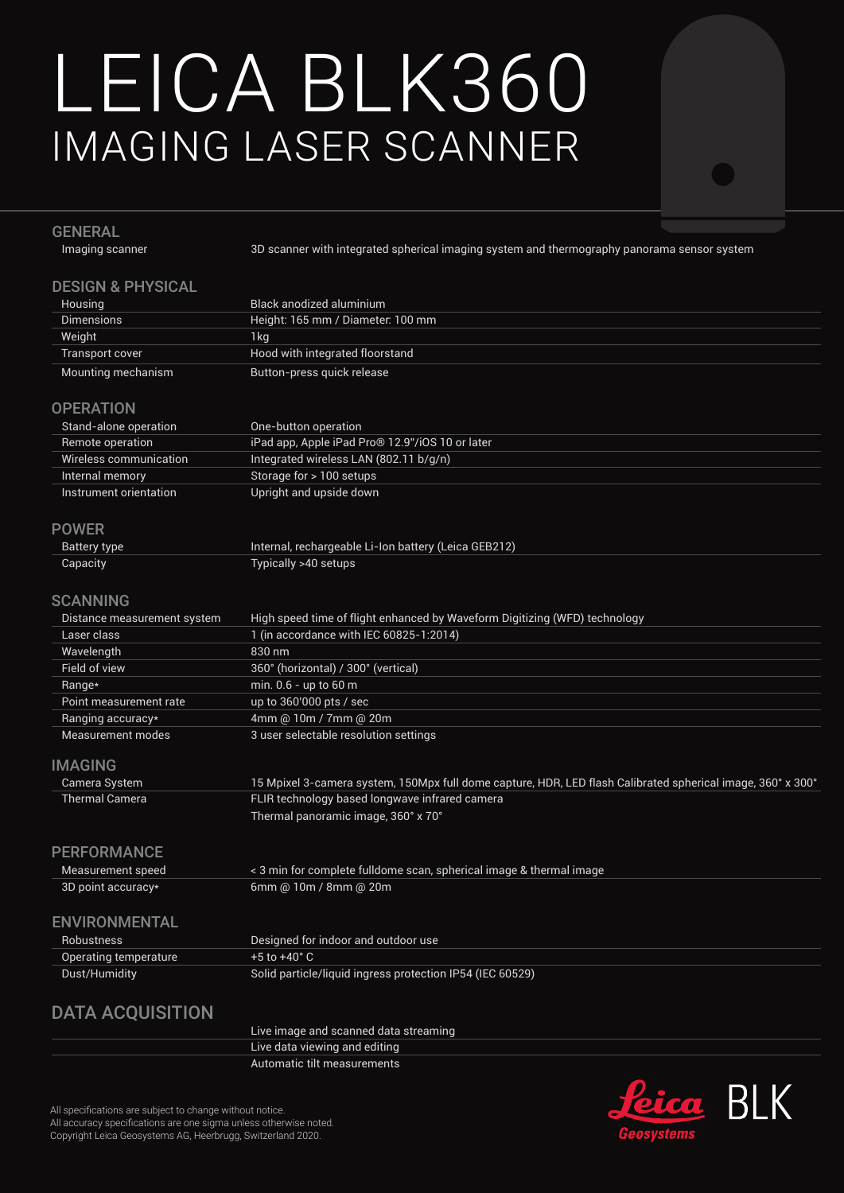# LEICA BLK360

## IMAGING LASER SCANNER

### GENERAL

| | |
|---|---|
| Imaging scanner | 3D scanner with integrated spherical imaging system and thermography panorama sensor system |

### DESIGN & PHYSICAL

| | |
|---|---|
| Housing | Black anodized aluminium |
| Dimensions | Height: 165 mm / Diameter: 100 mm |
| Weight | 1kg |
| Transport cover | Hood with integrated floorstand |
| Mounting mechanism | Button-press quick release |

### OPERATION

| | |
|---|---|
| Stand-alone operation | One-button operation |
| Remote operation | iPad app, Apple iPad Pro® 12.9"/iOS 10 or later |
| Wireless communication | Integrated wireless LAN (802.11 b/g/n) |
| Internal memory | Storage for > 100 setups |
| Instrument orientation | Upright and upside down |

### POWER

| | |
|---|---|
| Battery type | Internal, rechargeable Li-Ion battery (Leica GEB212) |
| Capacity | Typically >40 setups |

### SCANNING

| | |
|---|---|
| Distance measurement system | High speed time of flight enhanced by Waveform Digitizing (WFD) technology |
| Laser class | 1 (in accordance with IEC 60825-1:2014) |
| Wavelength | 830 nm |
| Field of view | 360° (horizontal) / 300° (vertical) |
| Range* | min. 0.6 - up to 60 m |
| Point measurement rate | up to 360'000 pts / sec |
| Ranging accuracy* | 4mm @ 10m / 7mm @ 20m |
| Measurement modes | 3 user selectable resolution settings |

### IMAGING

| | |
|---|---|
| Camera System | 15 Mpixel 3-camera system, 150Mpx full dome capture, HDR, LED flash Calibrated spherical image, 360° x 300° |
| Thermal Camera | FLIR technology based longwave infrared camera<br>Thermal panoramic image, 360° x 70° |

### PERFORMANCE

| | |
|---|---|
| Measurement speed | < 3 min for complete fulldome scan, spherical image & thermal image |
| 3D point accuracy* | 6mm @ 10m / 8mm @ 20m |

### ENVIRONMENTAL

| | |
|---|---|
| Robustness | Designed for indoor and outdoor use |
| Operating temperature | +5 to +40° C |
| Dust/Humidity | Solid particle/liquid ingress protection IP54 (IEC 60529) |

### DATA ACQUISITION

| | |
|---|---|
| | Live image and scanned data streaming |
| | Live data viewing and editing |
| | Automatic tilt measurements |

All specifications are subject to change without notice.
All accuracy specifications are one sigma unless otherwise noted.
Copyright Leica Geosystems AG, Heerbrugg, Switzerland 2020.

Leica Geosystems BLK